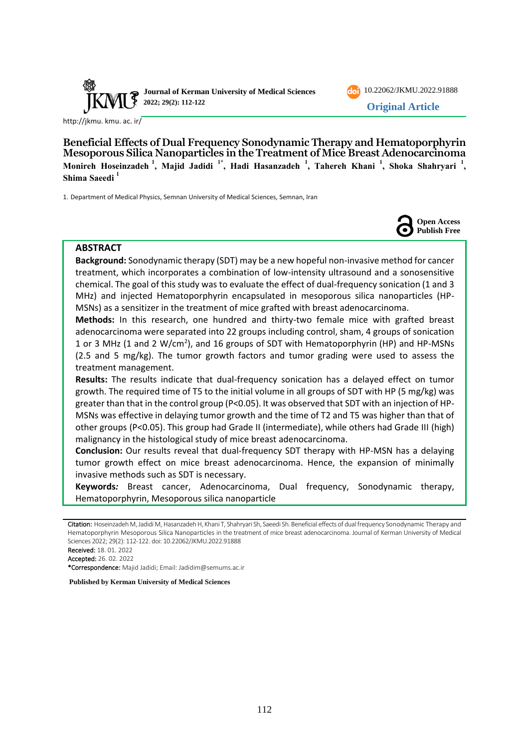Journal of Kerman University of Medical Sciences

doi: 10.22062/JKMU.2022.91888

Original Article

http://jkmu. kmu. ac. ir/

# Beneficial Effects of Dual Frequency Sonodynamic Therapy and Hematoporphyrin Mesoporous Silica Nanoparticles in the Treatment of Mice Breast Adenocarcinoma

**Monireh Hoseinzadeh [1], Majid Jadidi [1*], Hadi Hasanzadeh [1], Tahereh Khani [1], Shoka Shahryari [1], Shima Saeedi [1]**

1. Department of Medical Physics, Semnan University of Medical Sciences, Semnan, Iran

Open Access Publish Free

## ABSTRACT

**Background:** Sonodynamic therapy (SDT) may be a new hopeful non-invasive method for cancer treatment, which incorporates a combination of low-intensity ultrasound and a sonosensitive chemical. The goal of this study was to evaluate the effect of dual-frequency sonication (1 and 3 MHz) and injected Hematoporphyrin encapsulated in mesoporous silica nanoparticles (HP-MSNs) as a sensitizer in the treatment of mice grafted with breast adenocarcinoma.

**Methods:** In this research, one hundred and thirty-two female mice with grafted breast adenocarcinoma were separated into 22 groups including control, sham, 4 groups of sonication 1 or 3 MHz (1 and 2 $W/cm^2$), and 16 groups of SDT with Hematoporphyrin (HP) and HP-MSNs (2.5 and 5 mg/kg). The tumor growth factors and tumor grading were used to assess the treatment management.

**Results:** The results indicate that dual-frequency sonication has a delayed effect on tumor growth. The required time of T5 to the initial volume in all groups of SDT with HP (5 mg/kg) was greater than that in the control group ($P<0.05$). It was observed that SDT with an injection of HP-MSNs was effective in delaying tumor growth and the time of T2 and T5 was higher than that of other groups ($P<0.05$). This group had Grade II (intermediate), while others had Grade III (high) malignancy in the histological study of mice breast adenocarcinoma.

**Conclusion:** Our results reveal that dual-frequency SDT therapy with HP-MSN has a delaying tumor growth effect on mice breast adenocarcinoma. Hence, the expansion of minimally invasive methods such as SDT is necessary.

**Keywords:** Breast cancer, Adenocarcinoma, Dual frequency, Sonodynamic therapy, Hematoporphyrin, Mesoporous silica nanoparticle

---

**Citation:** Hoseinzadeh M, Jadidi M, Hasanzadeh H, Khani T, Shahryari Sh, Saeedi Sh. Beneficial effects of dual frequency Sonodynamic Therapy and Hematoporphyrin Mesoporous Silica Nanoparticles in the treatment of mice breast adenocarcinoma. Journal of Kerman University of Medical Sciences 2022; 29(2): 112-122. doi: 10.22062/JKMU.2022.91888

**Received:** 18. 01. 2022

**Accepted:** 26. 02. 2022

**\*Correspondence:** Majid Jadidi; Email: Jadidim@semums.ac.ir

**Published by Kerman University of Medical Sciences**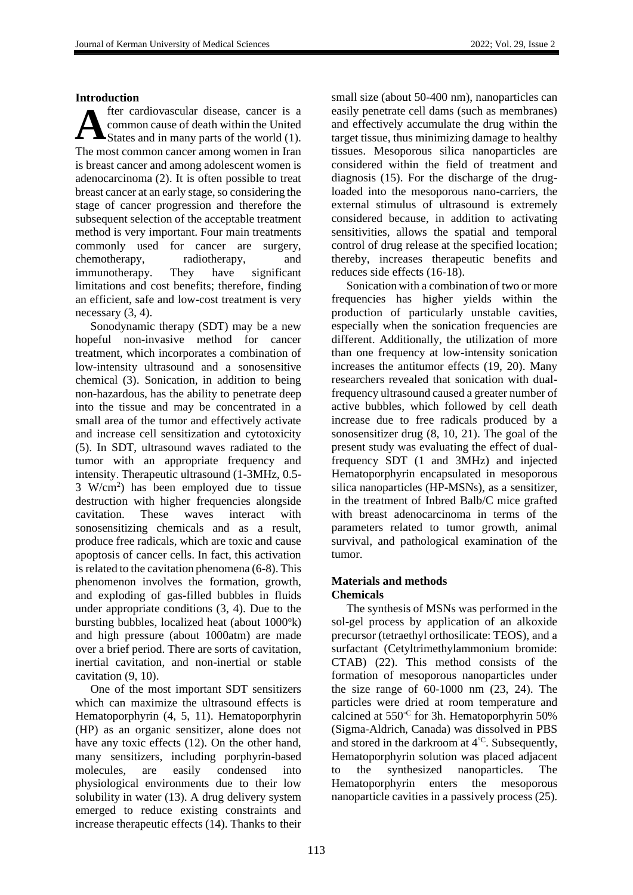## Introduction

After cardiovascular disease, cancer is a common cause of death within the United States and in many parts of the world (1). The most common cancer among women in Iran is breast cancer and among adolescent women is adenocarcinoma (2). It is often possible to treat breast cancer at an early stage, so considering the stage of cancer progression and therefore the subsequent selection of the acceptable treatment method is very important. Four main treatments commonly used for cancer are surgery, chemotherapy, radiotherapy, and immunotherapy. They have significant limitations and cost benefits; therefore, finding an efficient, safe and low-cost treatment is very necessary (3, 4).

Sonodynamic therapy (SDT) may be a new hopeful non-invasive method for cancer treatment, which incorporates a combination of low-intensity ultrasound and a sonosensitive chemical (3). Sonication, in addition to being non-hazardous, has the ability to penetrate deep into the tissue and may be concentrated in a small area of the tumor and effectively activate and increase cell sensitization and cytotoxicity (5). In SDT, ultrasound waves radiated to the tumor with an appropriate frequency and intensity. Therapeutic ultrasound (1-3MHz, 0.5-3 W/cm$^2$) has been employed due to tissue destruction with higher frequencies alongside cavitation. These waves interact with sonosensitizing chemicals and as a result, produce free radicals, which are toxic and cause apoptosis of cancer cells. In fact, this activation is related to the cavitation phenomena (6-8). This phenomenon involves the formation, growth, and exploding of gas-filled bubbles in fluids under appropriate conditions (3, 4). Due to the bursting bubbles, localized heat (about 1000$^{o}$k) and high pressure (about 1000atm) are made over a brief period. There are sorts of cavitation, inertial cavitation, and non-inertial or stable cavitation (9, 10).

One of the most important SDT sensitizers which can maximize the ultrasound effects is Hematoporphyrin (4, 5, 11). Hematoporphyrin (HP) as an organic sensitizer, alone does not have any toxic effects (12). On the other hand, many sensitizers, including porphyrin-based molecules, are easily condensed into physiological environments due to their low solubility in water (13). A drug delivery system emerged to reduce existing constraints and increase therapeutic effects (14). Thanks to their small size (about 50-400 nm), nanoparticles can easily penetrate cell dams (such as membranes) and effectively accumulate the drug within the target tissue, thus minimizing damage to healthy tissues. Mesoporous silica nanoparticles are considered within the field of treatment and diagnosis (15). For the discharge of the drug-loaded into the mesoporous nano-carriers, the external stimulus of ultrasound is extremely considered because, in addition to activating sensitivities, allows the spatial and temporal control of drug release at the specified location; thereby, increases therapeutic benefits and reduces side effects (16-18).

Sonication with a combination of two or more frequencies has higher yields within the production of particularly unstable cavities, especially when the sonication frequencies are different. Additionally, the utilization of more than one frequency at low-intensity sonication increases the antitumor effects (19, 20). Many researchers revealed that sonication with dual-frequency ultrasound caused a greater number of active bubbles, which followed by cell death increase due to free radicals produced by a sonosensitizer drug (8, 10, 21). The goal of the present study was evaluating the effect of dual-frequency SDT (1 and 3MHz) and injected Hematoporphyrin encapsulated in mesoporous silica nanoparticles (HP-MSNs), as a sensitizer, in the treatment of Inbred Balb/C mice grafted with breast adenocarcinoma in terms of the parameters related to tumor growth, animal survival, and pathological examination of the tumor.

## Materials and methods

### Chemicals

The synthesis of MSNs was performed in the sol-gel process by application of an alkoxide precursor (tetraethyl orthosilicate: TEOS), and a surfactant (Cetyltrimethylammonium bromide: CTAB) (22). This method consists of the formation of mesoporous nanoparticles under the size range of 60-1000 nm (23, 24). The particles were dried at room temperature and calcined at 550$^{\circ C}$ for 3h. Hematoporphyrin 50% (Sigma-Aldrich, Canada) was dissolved in PBS and stored in the darkroom at 4$^{\circ C}$. Subsequently, Hematoporphyrin solution was placed adjacent to the synthesized nanoparticles. The Hematoporphyrin enters the mesoporous nanoparticle cavities in a passively process (25).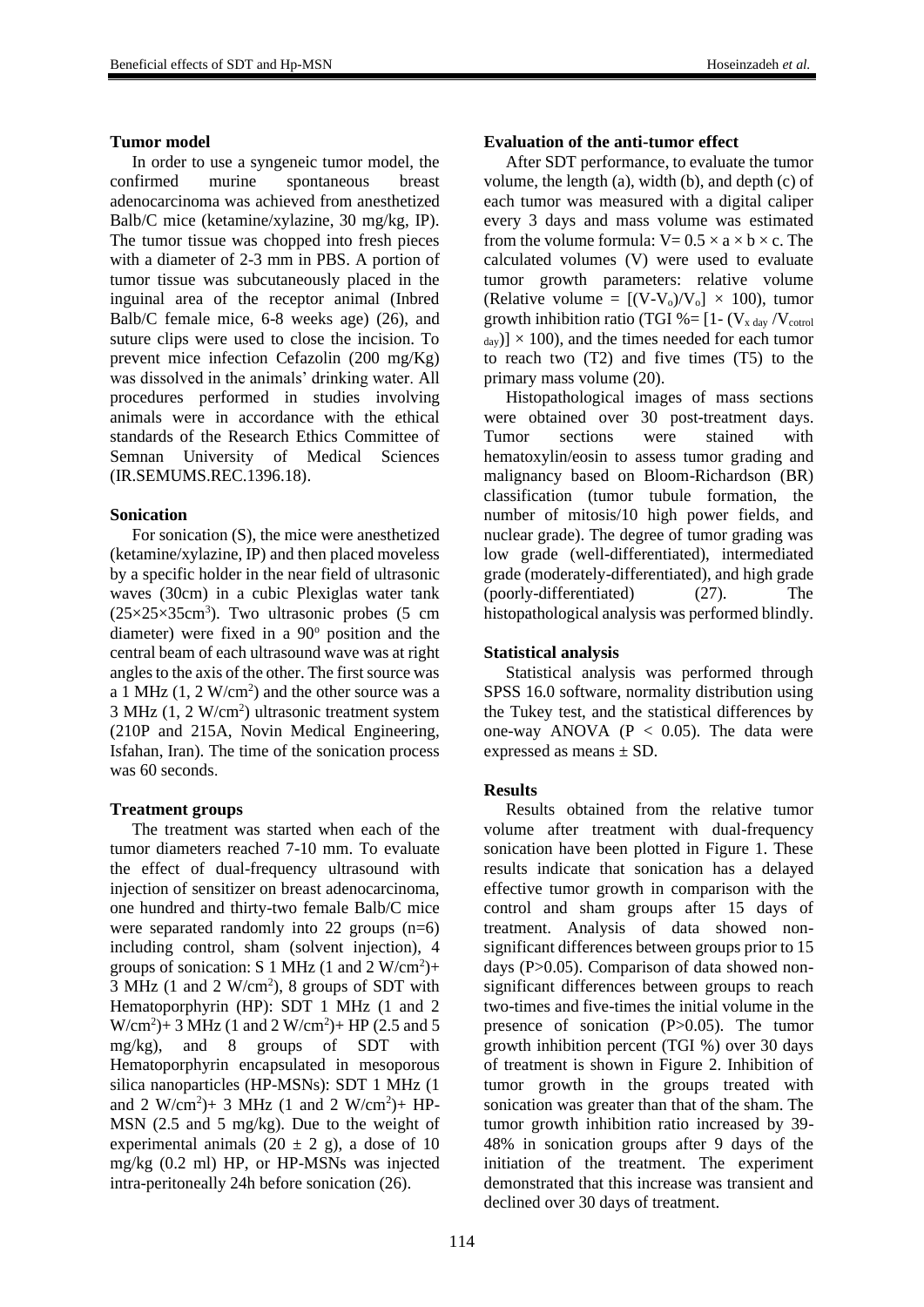### Tumor model

In order to use a syngeneic tumor model, the confirmed murine spontaneous breast adenocarcinoma was achieved from anesthetized Balb/C mice (ketamine/xylazine, 30 mg/kg, IP). The tumor tissue was chopped into fresh pieces with a diameter of 2-3 mm in PBS. A portion of tumor tissue was subcutaneously placed in the inguinal area of the receptor animal (Inbred Balb/C female mice, 6-8 weeks age) (26), and suture clips were used to close the incision. To prevent mice infection Cefazolin (200 mg/Kg) was dissolved in the animals' drinking water. All procedures performed in studies involving animals were in accordance with the ethical standards of the Research Ethics Committee of Semnan University of Medical Sciences (IR.SEMUMS.REC.1396.18).

### Sonication

For sonication (S), the mice were anesthetized (ketamine/xylazine, IP) and then placed moveless by a specific holder in the near field of ultrasonic waves (30cm) in a cubic Plexiglas water tank ($25\times25\times35cm^3$). Two ultrasonic probes (5 cm diameter) were fixed in a $90^o$ position and the central beam of each ultrasound wave was at right angles to the axis of the other. The first source was a 1 MHz (1, 2 $W/cm^2$) and the other source was a 3 MHz (1, 2 $W/cm^2$) ultrasonic treatment system (210P and 215A, Novin Medical Engineering, Isfahan, Iran). The time of the sonication process was 60 seconds.

### Treatment groups

The treatment was started when each of the tumor diameters reached 7-10 mm. To evaluate the effect of dual-frequency ultrasound with injection of sensitizer on breast adenocarcinoma, one hundred and thirty-two female Balb/C mice were separated randomly into 22 groups (n=6) including control, sham (solvent injection), 4 groups of sonication: S 1 MHz (1 and 2 $W/cm^2$)+ 3 MHz (1 and 2 $W/cm^2$), 8 groups of SDT with Hematoporphyrin (HP): SDT 1 MHz (1 and 2 $W/cm^2$)+ 3 MHz (1 and 2 $W/cm^2$)+ HP (2.5 and 5 mg/kg), and 8 groups of SDT with Hematoporphyrin encapsulated in mesoporous silica nanoparticles (HP-MSNs): SDT 1 MHz (1 and 2 $W/cm^2$)+ 3 MHz (1 and 2 $W/cm^2$)+ HP-MSN (2.5 and 5 mg/kg). Due to the weight of experimental animals (20 ± 2 g), a dose of 10 mg/kg (0.2 ml) HP, or HP-MSNs was injected intra-peritoneally 24h before sonication (26).

### Evaluation of the anti-tumor effect

After SDT performance, to evaluate the tumor volume, the length (a), width (b), and depth (c) of each tumor was measured with a digital caliper every 3 days and mass volume was estimated from the volume formula: $V= 0.5 \times a \times b \times c$. The calculated volumes (V) were used to evaluate tumor growth parameters: relative volume (Relative volume = $[(V-V_o)/V_o] \times 100$), tumor growth inhibition ratio (TGI %= $[1- (V_{x\ day} /V_{cotrol\ day})] \times 100$), and the times needed for each tumor to reach two (T2) and five times (T5) to the primary mass volume (20).

Histopathological images of mass sections were obtained over 30 post-treatment days. Tumor sections were stained with hematoxylin/eosin to assess tumor grading and malignancy based on Bloom-Richardson (BR) classification (tumor tubule formation, the number of mitosis/10 high power fields, and nuclear grade). The degree of tumor grading was low grade (well-differentiated), intermediated grade (moderately-differentiated), and high grade (poorly-differentiated) (27). The histopathological analysis was performed blindly.

### Statistical analysis

Statistical analysis was performed through SPSS 16.0 software, normality distribution using the Tukey test, and the statistical differences by one-way ANOVA ($P < 0.05$). The data were expressed as means ± SD.

### Results

Results obtained from the relative tumor volume after treatment with dual-frequency sonication have been plotted in Figure 1. These results indicate that sonication has a delayed effective tumor growth in comparison with the control and sham groups after 15 days of treatment. Analysis of data showed non-significant differences between groups prior to 15 days ($P>0.05$). Comparison of data showed non-significant differences between groups to reach two-times and five-times the initial volume in the presence of sonication ($P>0.05$). The tumor growth inhibition percent (TGI %) over 30 days of treatment is shown in Figure 2. Inhibition of tumor growth in the groups treated with sonication was greater than that of the sham. The tumor growth inhibition ratio increased by 39-48% in sonication groups after 9 days of the initiation of the treatment. The experiment demonstrated that this increase was transient and declined over 30 days of treatment.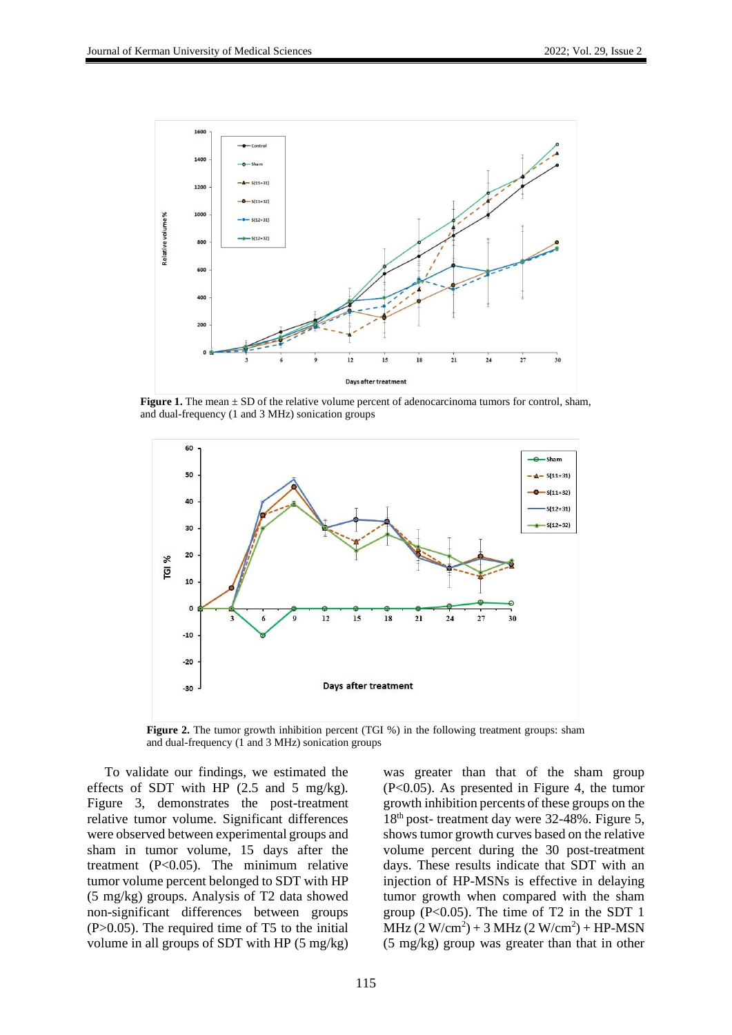**Figure 1.** The mean ± SD of the relative volume percent of adenocarcinoma tumors for control, sham, and dual-frequency (1 and 3 MHz) sonication groups

**Figure 2.** The tumor growth inhibition percent (TGI %) in the following treatment groups: sham and dual-frequency (1 and 3 MHz) sonication groups

To validate our findings, we estimated the effects of SDT with HP (2.5 and 5 mg/kg). Figure 3, demonstrates the post-treatment relative tumor volume. Significant differences were observed between experimental groups and sham in tumor volume, 15 days after the treatment (P<0.05). The minimum relative tumor volume percent belonged to SDT with HP (5 mg/kg) groups. Analysis of T2 data showed non-significant differences between groups (P>0.05). The required time of T5 to the initial volume in all groups of SDT with HP (5 mg/kg) was greater than that of the sham group (P<0.05). As presented in Figure 4, the tumor growth inhibition percents of these groups on the 18th post- treatment day were 32-48%. Figure 5, shows tumor growth curves based on the relative volume percent during the 30 post-treatment days. These results indicate that SDT with an injection of HP-MSNs is effective in delaying tumor growth when compared with the sham group (P<0.05). The time of T2 in the SDT 1 MHz (2 W/cm$^2$) + 3 MHz (2 W/cm$^2$) + HP-MSN (5 mg/kg) group was greater than that in other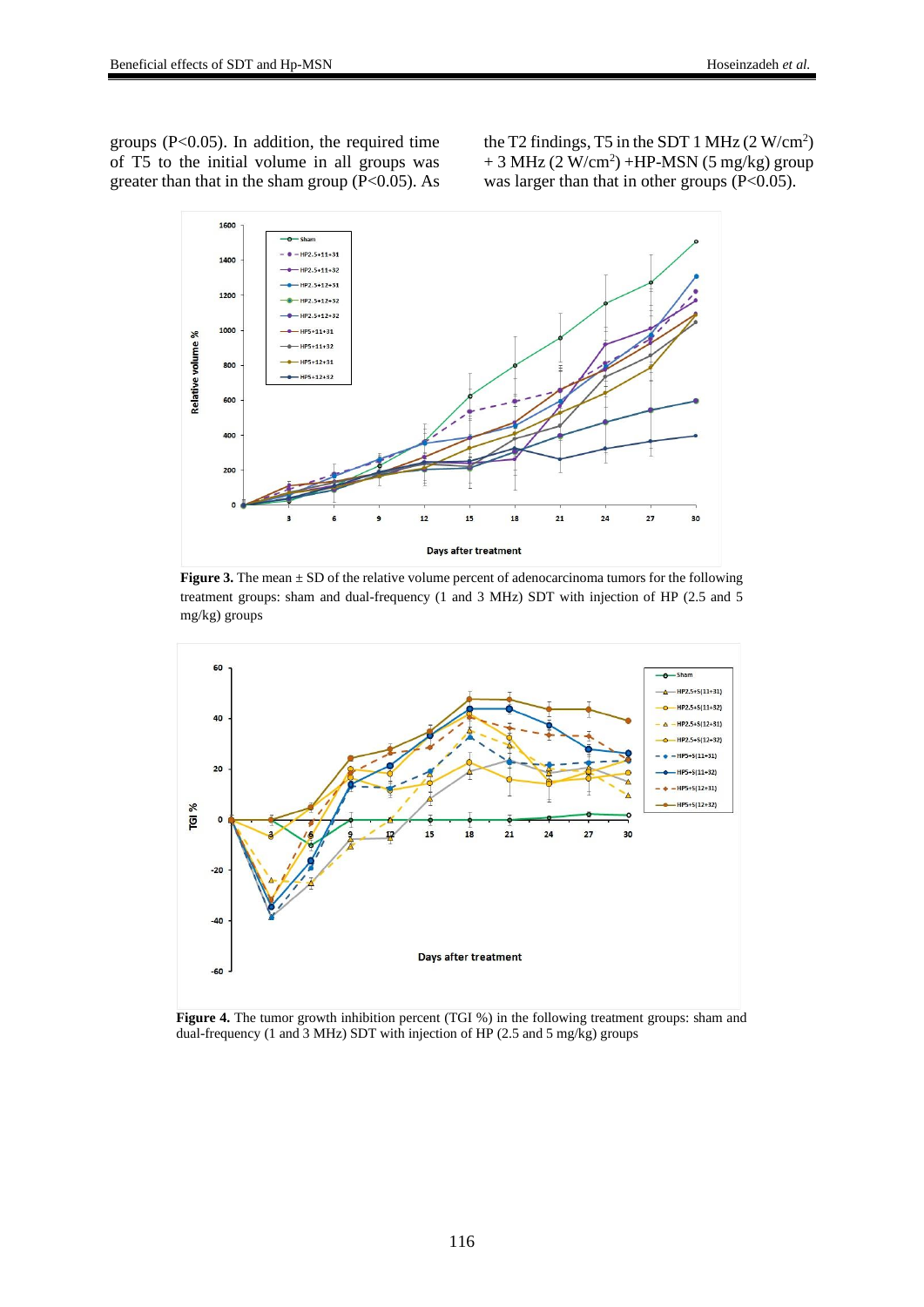groups (P<0.05). In addition, the required time of T5 to the initial volume in all groups was greater than that in the sham group (P<0.05). As the T2 findings, T5 in the SDT 1 MHz (2 W/cm$^2$) + 3 MHz (2 W/cm$^2$) +HP-MSN (5 mg/kg) group was larger than that in other groups (P<0.05).

**Figure 3.** The mean ± SD of the relative volume percent of adenocarcinoma tumors for the following treatment groups: sham and dual-frequency (1 and 3 MHz) SDT with injection of HP (2.5 and 5 mg/kg) groups

**Figure 4.** The tumor growth inhibition percent (TGI %) in the following treatment groups: sham and dual-frequency (1 and 3 MHz) SDT with injection of HP (2.5 and 5 mg/kg) groups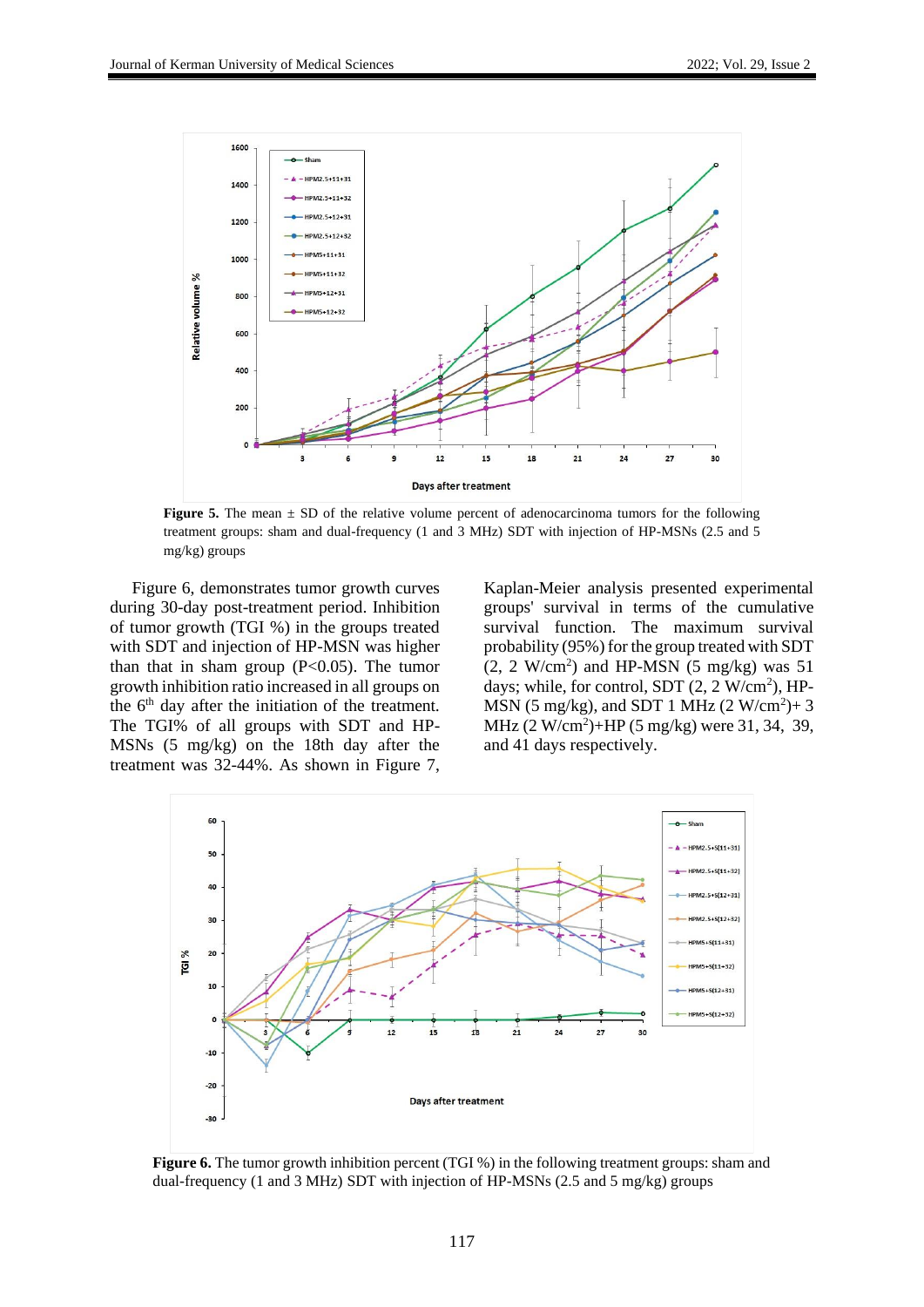**Figure 5.** The mean ± SD of the relative volume percent of adenocarcinoma tumors for the following treatment groups: sham and dual-frequency (1 and 3 MHz) SDT with injection of HP-MSNs (2.5 and 5 mg/kg) groups

Figure 6, demonstrates tumor growth curves during 30-day post-treatment period. Inhibition of tumor growth (TGI %) in the groups treated with SDT and injection of HP-MSN was higher than that in sham group (P<0.05). The tumor growth inhibition ratio increased in all groups on the 6th day after the initiation of the treatment. The TGI% of all groups with SDT and HP-MSNs (5 mg/kg) on the 18th day after the treatment was 32-44%. As shown in Figure 7, Kaplan-Meier analysis presented experimental groups' survival in terms of the cumulative survival function. The maximum survival probability (95%) for the group treated with SDT (2, 2 W/cm$^2$) and HP-MSN (5 mg/kg) was 51 days; while, for control, SDT (2, 2 W/cm$^2$), HP-MSN (5 mg/kg), and SDT 1 MHz (2 W/cm$^2$)+ 3 MHz (2 W/cm$^2$)+HP (5 mg/kg) were 31, 34, 39, and 41 days respectively.

**Figure 6.** The tumor growth inhibition percent (TGI %) in the following treatment groups: sham and dual-frequency (1 and 3 MHz) SDT with injection of HP-MSNs (2.5 and 5 mg/kg) groups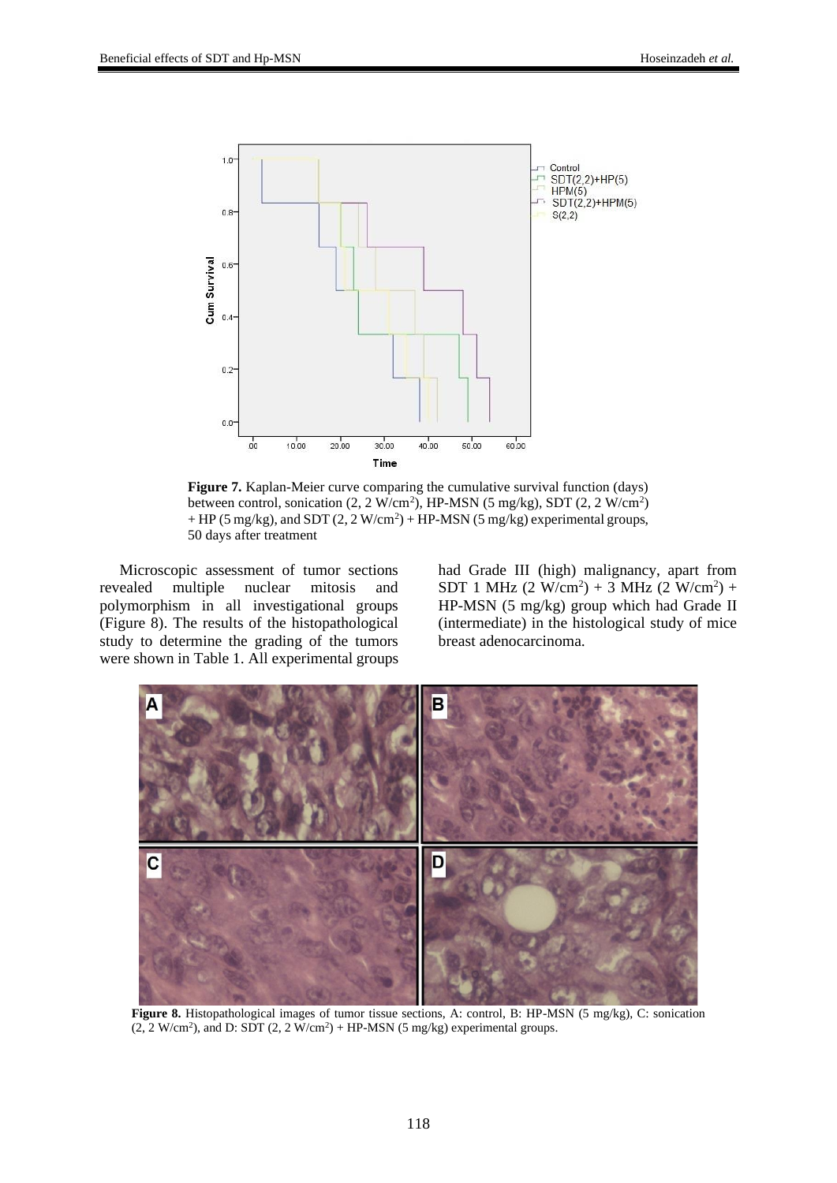Figure 7. Kaplan-Meier curve comparing the cumulative survival function (days) between control, sonication (2, 2 W/cm²), HP-MSN (5 mg/kg), SDT (2, 2 W/cm²) + HP (5 mg/kg), and SDT (2, 2 W/cm²) + HP-MSN (5 mg/kg) experimental groups, 50 days after treatment

Microscopic assessment of tumor sections revealed multiple nuclear mitosis and polymorphism in all investigational groups (Figure 8). The results of the histopathological study to determine the grading of the tumors were shown in Table 1. All experimental groups had Grade III (high) malignancy, apart from SDT 1 MHz (2 W/cm²) + 3 MHz (2 W/cm²) + HP-MSN (5 mg/kg) group which had Grade II (intermediate) in the histological study of mice breast adenocarcinoma.

Figure 8. Histopathological images of tumor tissue sections, A: control, B: HP-MSN (5 mg/kg), C: sonication (2, 2 W/cm²), and D: SDT (2, 2 W/cm²) + HP-MSN (5 mg/kg) experimental groups.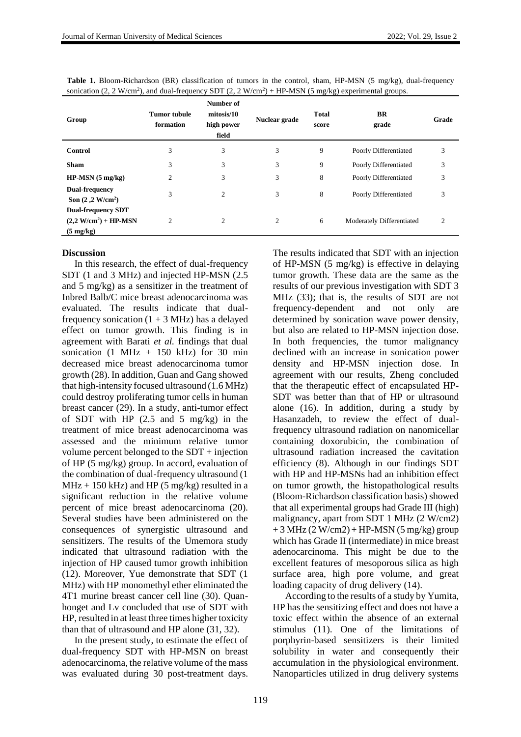**Table 1.** Bloom-Richardson (BR) classification of tumors in the control, sham, HP-MSN (5 mg/kg), dual-frequency sonication (2, 2 W/cm$^2$), and dual-frequency SDT (2, 2 W/cm$^2$) + HP-MSN (5 mg/kg) experimental groups.

| Group | Tumor tubule formation | Number of mitosis/10 high power field | Nuclear grade | Total score | BR grade | Grade |
|---|---|---|---|---|---|---|
| **Control** | 3 | 3 | 3 | 9 | Poorly Differentiated | 3 |
| **Sham** | 3 | 3 | 3 | 9 | Poorly Differentiated | 3 |
| **HP-MSN (5 mg/kg)** | 2 | 3 | 3 | 8 | Poorly Differentiated | 3 |
| **Dual-frequency Son (2 ,2 W/cm$^2$)** | 3 | 2 | 3 | 8 | Poorly Differentiated | 3 |
| **Dual-frequency SDT (2,2 W/cm$^2$) + HP-MSN (5 mg/kg)** | 2 | 2 | 2 | 6 | Moderately Differentiated | 2 |

## Discussion

In this research, the effect of dual-frequency SDT (1 and 3 MHz) and injected HP-MSN (2.5 and 5 mg/kg) as a sensitizer in the treatment of Inbred Balb/C mice breast adenocarcinoma was evaluated. The results indicate that dual-frequency sonication (1 + 3 MHz) has a delayed effect on tumor growth. This finding is in agreement with Barati *et al.* findings that dual sonication (1 MHz + 150 kHz) for 30 min decreased mice breast adenocarcinoma tumor growth (28). In addition, Guan and Gang showed that high-intensity focused ultrasound (1.6 MHz) could destroy proliferating tumor cells in human breast cancer (29). In a study, anti-tumor effect of SDT with HP (2.5 and 5 mg/kg) in the treatment of mice breast adenocarcinoma was assessed and the minimum relative tumor volume percent belonged to the SDT + injection of HP (5 mg/kg) group. In accord, evaluation of the combination of dual-frequency ultrasound (1 MHz + 150 kHz) and HP (5 mg/kg) resulted in a significant reduction in the relative volume percent of mice breast adenocarcinoma (20). Several studies have been administered on the consequences of synergistic ultrasound and sensitizers. The results of the Umemora study indicated that ultrasound radiation with the injection of HP caused tumor growth inhibition (12). Moreover, Yue demonstrate that SDT (1 MHz) with HP monomethyl ether eliminated the 4T1 murine breast cancer cell line (30). Quan-honget and Lv concluded that use of SDT with HP, resulted in at least three times higher toxicity than that of ultrasound and HP alone (31, 32).

In the present study, to estimate the effect of dual-frequency SDT with HP-MSN on breast adenocarcinoma, the relative volume of the mass was evaluated during 30 post-treatment days. The results indicated that SDT with an injection of HP-MSN (5 mg/kg) is effective in delaying tumor growth. These data are the same as the results of our previous investigation with SDT 3 MHz (33); that is, the results of SDT are not frequency-dependent and not only are determined by sonication wave power density, but also are related to HP-MSN injection dose. In both frequencies, the tumor malignancy declined with an increase in sonication power density and HP-MSN injection dose. In agreement with our results, Zheng concluded that the therapeutic effect of encapsulated HP-SDT was better than that of HP or ultrasound alone (16). In addition, during a study by Hasanzadeh, to review the effect of dual-frequency ultrasound radiation on nanomicellar containing doxorubicin, the combination of ultrasound radiation increased the cavitation efficiency (8). Although in our findings SDT with HP and HP-MSNs had an inhibition effect on tumor growth, the histopathological results (Bloom-Richardson classification basis) showed that all experimental groups had Grade III (high) malignancy, apart from SDT 1 MHz (2 W/cm2) + 3 MHz (2 W/cm2) + HP-MSN (5 mg/kg) group which has Grade II (intermediate) in mice breast adenocarcinoma. This might be due to the excellent features of mesoporous silica as high surface area, high pore volume, and great loading capacity of drug delivery (14).

According to the results of a study by Yumita, HP has the sensitizing effect and does not have a toxic effect within the absence of an external stimulus (11). One of the limitations of porphyrin-based sensitizers is their limited solubility in water and consequently their accumulation in the physiological environment. Nanoparticles utilized in drug delivery systems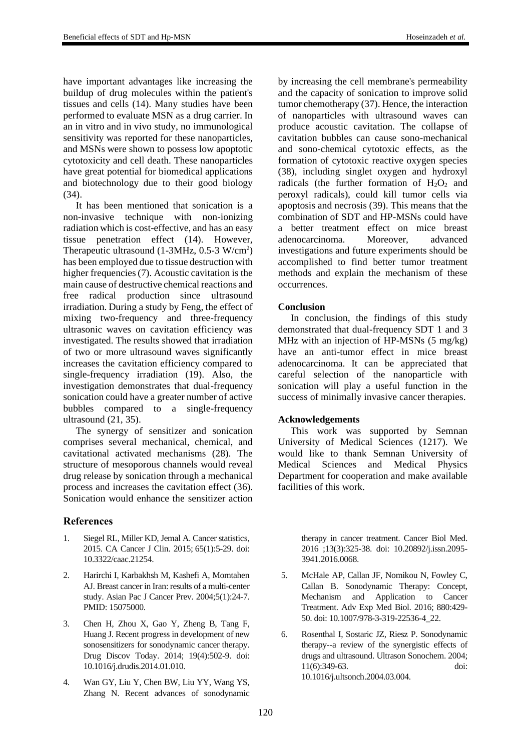have important advantages like increasing the buildup of drug molecules within the patient's tissues and cells (14). Many studies have been performed to evaluate MSN as a drug carrier. In an in vitro and in vivo study, no immunological sensitivity was reported for these nanoparticles, and MSNs were shown to possess low apoptotic cytotoxicity and cell death. These nanoparticles have great potential for biomedical applications and biotechnology due to their good biology (34).

It has been mentioned that sonication is a non-invasive technique with non-ionizing radiation which is cost-effective, and has an easy tissue penetration effect (14). However, Therapeutic ultrasound (1-3MHz, 0.5-3 W/cm$^2$) has been employed due to tissue destruction with higher frequencies (7). Acoustic cavitation is the main cause of destructive chemical reactions and free radical production since ultrasound irradiation. During a study by Feng, the effect of mixing two-frequency and three-frequency ultrasonic waves on cavitation efficiency was investigated. The results showed that irradiation of two or more ultrasound waves significantly increases the cavitation efficiency compared to single-frequency irradiation (19). Also, the investigation demonstrates that dual-frequency sonication could have a greater number of active bubbles compared to a single-frequency ultrasound (21, 35).

The synergy of sensitizer and sonication comprises several mechanical, chemical, and cavitational activated mechanisms (28). The structure of mesoporous channels would reveal drug release by sonication through a mechanical process and increases the cavitation effect (36). Sonication would enhance the sensitizer action by increasing the cell membrane's permeability and the capacity of sonication to improve solid tumor chemotherapy (37). Hence, the interaction of nanoparticles with ultrasound waves can produce acoustic cavitation. The collapse of cavitation bubbles can cause sono-mechanical and sono-chemical cytotoxic effects, as the formation of cytotoxic reactive oxygen species (38), including singlet oxygen and hydroxyl radicals (the further formation of $H_2O_2$ and peroxyl radicals), could kill tumor cells via apoptosis and necrosis (39). This means that the combination of SDT and HP-MSNs could have a better treatment effect on mice breast adenocarcinoma. Moreover, advanced investigations and future experiments should be accomplished to find better tumor treatment methods and explain the mechanism of these occurrences.

## Conclusion

In conclusion, the findings of this study demonstrated that dual-frequency SDT 1 and 3 MHz with an injection of HP-MSNs (5 mg/kg) have an anti-tumor effect in mice breast adenocarcinoma. It can be appreciated that careful selection of the nanoparticle with sonication will play a useful function in the success of minimally invasive cancer therapies.

## Acknowledgements

This work was supported by Semnan University of Medical Sciences (1217). We would like to thank Semnan University of Medical Sciences and Medical Physics Department for cooperation and make available facilities of this work.

## References

1. Siegel RL, Miller KD, Jemal A. Cancer statistics, 2015. CA Cancer J Clin. 2015; 65(1):5-29. doi: 10.3322/caac.21254.
2. Harirchi I, Karbakhsh M, Kashefi A, Momtahen AJ. Breast cancer in Iran: results of a multi-center study. Asian Pac J Cancer Prev. 2004;5(1):24-7. PMID: 15075000.
3. Chen H, Zhou X, Gao Y, Zheng B, Tang F, Huang J. Recent progress in development of new sonosensitizers for sonodynamic cancer therapy. Drug Discov Today. 2014; 19(4):502-9. doi: 10.1016/j.drudis.2014.01.010.
4. Wan GY, Liu Y, Chen BW, Liu YY, Wang YS, Zhang N. Recent advances of sonodynamic therapy in cancer treatment. Cancer Biol Med. 2016 ;13(3):325-38. doi: 10.20892/j.issn.2095-3941.2016.0068.
5. McHale AP, Callan JF, Nomikou N, Fowley C, Callan B. Sonodynamic Therapy: Concept, Mechanism and Application to Cancer Treatment. Adv Exp Med Biol. 2016; 880:429-50. doi: 10.1007/978-3-319-22536-4_22.
6. Rosenthal I, Sostaric JZ, Riesz P. Sonodynamic therapy--a review of the synergistic effects of drugs and ultrasound. Ultrason Sonochem. 2004; 11(6):349-63. doi: 10.1016/j.ultsonch.2004.03.004.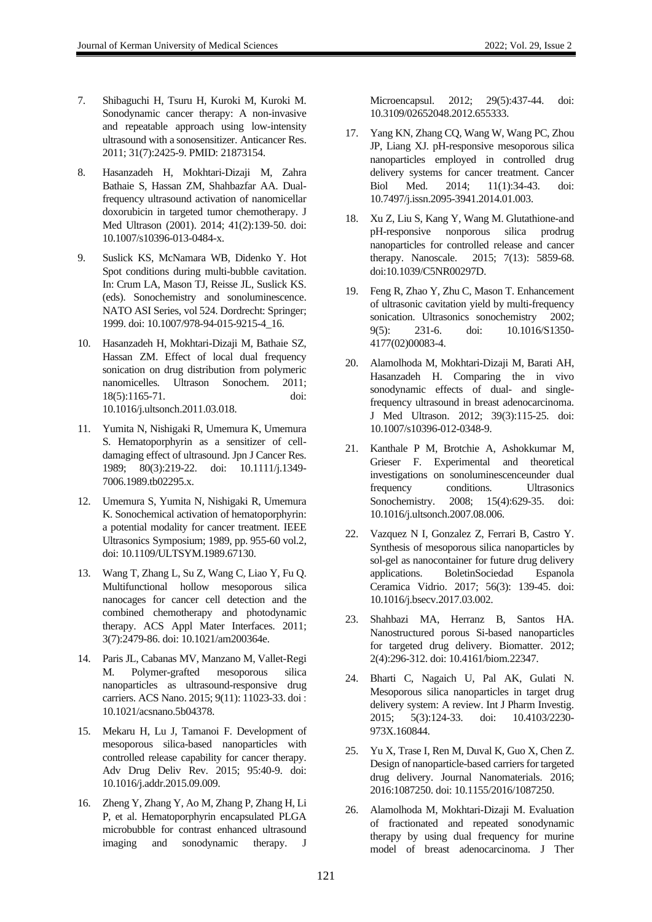7. Shibaguchi H, Tsuru H, Kuroki M, Kuroki M. Sonodynamic cancer therapy: A non-invasive and repeatable approach using low-intensity ultrasound with a sonosensitizer. Anticancer Res. 2011; 31(7):2425-9. PMID: 21873154.

8. Hasanzadeh H, Mokhtari-Dizaji M, Zahra Bathaie S, Hassan ZM, Shahbazfar AA. Dual-frequency ultrasound activation of nanomicellar doxorubicin in targeted tumor chemotherapy. J Med Ultrason (2001). 2014; 41(2):139-50. doi: 10.1007/s10396-013-0484-x.

9. Suslick KS, McNamara WB, Didenko Y. Hot Spot conditions during multi-bubble cavitation. In: Crum LA, Mason TJ, Reisse JL, Suslick KS. (eds). Sonochemistry and sonoluminescence. NATO ASI Series, vol 524. Dordrecht: Springer; 1999. doi: 10.1007/978-94-015-9215-4_16.

10. Hasanzadeh H, Mokhtari-Dizaji M, Bathaie SZ, Hassan ZM. Effect of local dual frequency sonication on drug distribution from polymeric nanomicelles. Ultrason Sonochem. 2011; 18(5):1165-71. doi: 10.1016/j.ultsonch.2011.03.018.

11. Yumita N, Nishigaki R, Umemura K, Umemura S. Hematoporphyrin as a sensitizer of cell-damaging effect of ultrasound. Jpn J Cancer Res. 1989; 80(3):219-22. doi: 10.1111/j.1349-7006.1989.tb02295.x.

12. Umemura S, Yumita N, Nishigaki R, Umemura K. Sonochemical activation of hematoporphyrin: a potential modality for cancer treatment. IEEE Ultrasonics Symposium; 1989, pp. 955-60 vol.2, doi: 10.1109/ULTSYM.1989.67130.

13. Wang T, Zhang L, Su Z, Wang C, Liao Y, Fu Q. Multifunctional hollow mesoporous silica nanocages for cancer cell detection and the combined chemotherapy and photodynamic therapy. ACS Appl Mater Interfaces. 2011; 3(7):2479-86. doi: 10.1021/am200364e.

14. Paris JL, Cabanas MV, Manzano M, Vallet-Regi M. Polymer-grafted mesoporous silica nanoparticles as ultrasound-responsive drug carriers. ACS Nano. 2015; 9(11): 11023-33. doi : 10.1021/acsnano.5b04378.

15. Mekaru H, Lu J, Tamanoi F. Development of mesoporous silica-based nanoparticles with controlled release capability for cancer therapy. Adv Drug Deliv Rev. 2015; 95:40-9. doi: 10.1016/j.addr.2015.09.009.

16. Zheng Y, Zhang Y, Ao M, Zhang P, Zhang H, Li P, et al. Hematoporphyrin encapsulated PLGA microbubble for contrast enhanced ultrasound imaging and sonodynamic therapy. J Microencapsul. 2012; 29(5):437-44. doi: 10.3109/02652048.2012.655333.

17. Yang KN, Zhang CQ, Wang W, Wang PC, Zhou JP, Liang XJ. pH-responsive mesoporous silica nanoparticles employed in controlled drug delivery systems for cancer treatment. Cancer Biol Med. 2014; 11(1):34-43. doi: 10.7497/j.issn.2095-3941.2014.01.003.

18. Xu Z, Liu S, Kang Y, Wang M. Glutathione-and pH-responsive nonporous silica prodrug nanoparticles for controlled release and cancer therapy. Nanoscale. 2015; 7(13): 5859-68. doi:10.1039/C5NR00297D.

19. Feng R, Zhao Y, Zhu C, Mason T. Enhancement of ultrasonic cavitation yield by multi-frequency sonication. Ultrasonics sonochemistry 2002; 9(5): 231-6. doi: 10.1016/S1350-4177(02)00083-4.

20. Alamolhoda M, Mokhtari-Dizaji M, Barati AH, Hasanzadeh H. Comparing the in vivo sonodynamic effects of dual- and single-frequency ultrasound in breast adenocarcinoma. J Med Ultrason. 2012; 39(3):115-25. doi: 10.1007/s10396-012-0348-9.

21. Kanthale P M, Brotchie A, Ashokkumar M, Grieser F. Experimental and theoretical investigations on sonoluminescenceunder dual frequency conditions. Ultrasonics Sonochemistry. 2008; 15(4):629-35. doi: 10.1016/j.ultsonch.2007.08.006.

22. Vazquez N I, Gonzalez Z, Ferrari B, Castro Y. Synthesis of mesoporous silica nanoparticles by sol-gel as nanocontainer for future drug delivery applications. BoletinSociedad Espanola Ceramica Vidrio. 2017; 56(3): 139-45. doi: 10.1016/j.bsecv.2017.03.002.

23. Shahbazi MA, Herranz B, Santos HA. Nanostructured porous Si-based nanoparticles for targeted drug delivery. Biomatter. 2012; 2(4):296-312. doi: 10.4161/biom.22347.

24. Bharti C, Nagaich U, Pal AK, Gulati N. Mesoporous silica nanoparticles in target drug delivery system: A review. Int J Pharm Investig. 2015; 5(3):124-33. doi: 10.4103/2230-973X.160844.

25. Yu X, Trase I, Ren M, Duval K, Guo X, Chen Z. Design of nanoparticle-based carriers for targeted drug delivery. Journal Nanomaterials. 2016; 2016:1087250. doi: 10.1155/2016/1087250.

26. Alamolhoda M, Mokhtari-Dizaji M. Evaluation of fractionated and repeated sonodynamic therapy by using dual frequency for murine model of breast adenocarcinoma. J Ther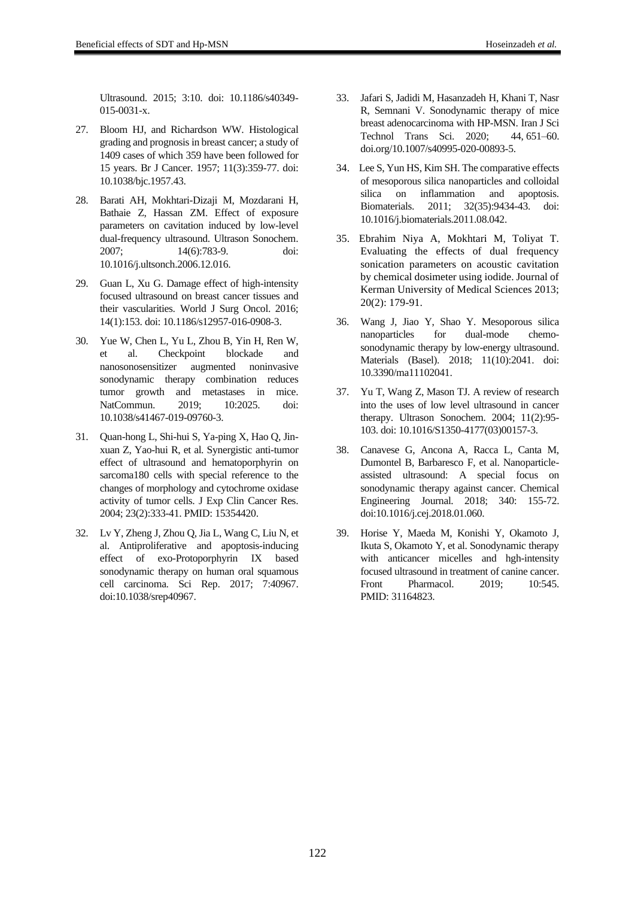Ultrasound. 2015; 3:10. doi: 10.1186/s40349-015-0031-x.

27. Bloom HJ, and Richardson WW. Histological grading and prognosis in breast cancer; a study of 1409 cases of which 359 have been followed for 15 years. Br J Cancer. 1957; 11(3):359-77. doi: 10.1038/bjc.1957.43.

28. Barati AH, Mokhtari-Dizaji M, Mozdarani H, Bathaie Z, Hassan ZM. Effect of exposure parameters on cavitation induced by low-level dual-frequency ultrasound. Ultrason Sonochem. 2007; 14(6):783-9. doi: 10.1016/j.ultsonch.2006.12.016.

29. Guan L, Xu G. Damage effect of high-intensity focused ultrasound on breast cancer tissues and their vascularities. World J Surg Oncol. 2016; 14(1):153. doi: 10.1186/s12957-016-0908-3.

30. Yue W, Chen L, Yu L, Zhou B, Yin H, Ren W, et al. Checkpoint blockade and nanosonosensitizer augmented noninvasive sonodynamic therapy combination reduces tumor growth and metastases in mice. NatCommun. 2019; 10:2025. doi: 10.1038/s41467-019-09760-3.

31. Quan-hong L, Shi-hui S, Ya-ping X, Hao Q, Jin-xuan Z, Yao-hui R, et al. Synergistic anti-tumor effect of ultrasound and hematoporphyrin on sarcoma180 cells with special reference to the changes of morphology and cytochrome oxidase activity of tumor cells. J Exp Clin Cancer Res. 2004; 23(2):333-41. PMID: 15354420.

32. Lv Y, Zheng J, Zhou Q, Jia L, Wang C, Liu N, et al. Antiproliferative and apoptosis-inducing effect of exo-Protoporphyrin IX based sonodynamic therapy on human oral squamous cell carcinoma. Sci Rep. 2017; 7:40967. doi:10.1038/srep40967.

33. Jafari S, Jadidi M, Hasanzadeh H, Khani T, Nasr R, Semnani V. Sonodynamic therapy of mice breast adenocarcinoma with HP-MSN. Iran J Sci Technol Trans Sci. 2020; 44, 651–60. doi.org/10.1007/s40995-020-00893-5.

34. Lee S, Yun HS, Kim SH. The comparative effects of mesoporous silica nanoparticles and colloidal silica on inflammation and apoptosis. Biomaterials. 2011; 32(35):9434-43. doi: 10.1016/j.biomaterials.2011.08.042.

35. Ebrahim Niya A, Mokhtari M, Toliyat T. Evaluating the effects of dual frequency sonication parameters on acoustic cavitation by chemical dosimeter using iodide. Journal of Kerman University of Medical Sciences 2013; 20(2): 179-91.

36. Wang J, Jiao Y, Shao Y. Mesoporous silica nanoparticles for dual-mode chemo-sonodynamic therapy by low-energy ultrasound. Materials (Basel). 2018; 11(10):2041. doi: 10.3390/ma11102041.

37. Yu T, Wang Z, Mason TJ. A review of research into the uses of low level ultrasound in cancer therapy. Ultrason Sonochem. 2004; 11(2):95-103. doi: 10.1016/S1350-4177(03)00157-3.

38. Canavese G, Ancona A, Racca L, Canta M, Dumontel B, Barbaresco F, et al. Nanoparticle-assisted ultrasound: A special focus on sonodynamic therapy against cancer. Chemical Engineering Journal. 2018; 340: 155-72. doi:10.1016/j.cej.2018.01.060.

39. Horise Y, Maeda M, Konishi Y, Okamoto J, Ikuta S, Okamoto Y, et al. Sonodynamic therapy with anticancer micelles and hgh-intensity focused ultrasound in treatment of canine cancer. Front Pharmacol. 2019; 10:545. PMID: 31164823.